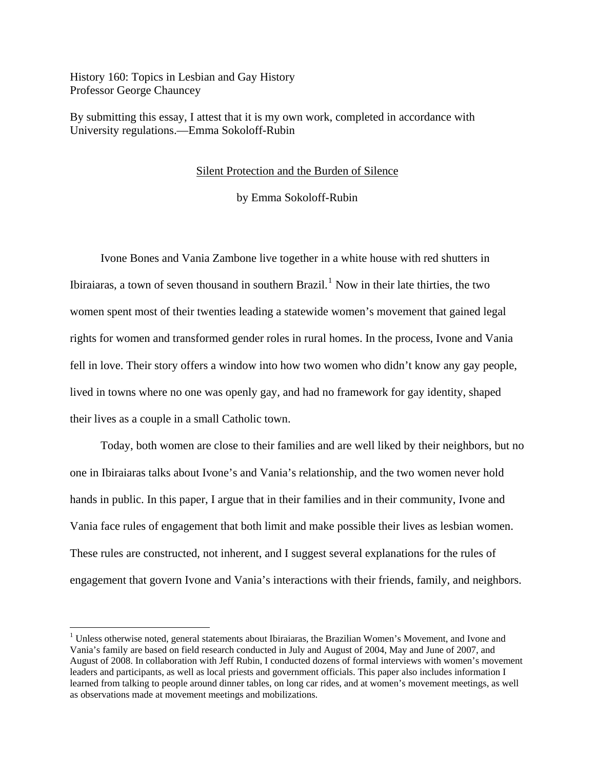History 160: Topics in Lesbian and Gay History
Professor George Chauncey

By submitting this essay, I attest that it is my own work, completed in accordance with University regulations.—Emma Sokoloff-Rubin

# Silent Protection and the Burden of Silence

by Emma Sokoloff-Rubin

Ivone Bones and Vania Zambone live together in a white house with red shutters in Ibiraiaras, a town of seven thousand in southern Brazil.[1] Now in their late thirties, the two women spent most of their twenties leading a statewide women's movement that gained legal rights for women and transformed gender roles in rural homes. In the process, Ivone and Vania fell in love. Their story offers a window into how two women who didn't know any gay people, lived in towns where no one was openly gay, and had no framework for gay identity, shaped their lives as a couple in a small Catholic town.

Today, both women are close to their families and are well liked by their neighbors, but no one in Ibiraiaras talks about Ivone's and Vania's relationship, and the two women never hold hands in public. In this paper, I argue that in their families and in their community, Ivone and Vania face rules of engagement that both limit and make possible their lives as lesbian women. These rules are constructed, not inherent, and I suggest several explanations for the rules of engagement that govern Ivone and Vania's interactions with their friends, family, and neighbors.

[1] Unless otherwise noted, general statements about Ibiraiaras, the Brazilian Women's Movement, and Ivone and Vania's family are based on field research conducted in July and August of 2004, May and June of 2007, and August of 2008. In collaboration with Jeff Rubin, I conducted dozens of formal interviews with women's movement leaders and participants, as well as local priests and government officials. This paper also includes information I learned from talking to people around dinner tables, on long car rides, and at women's movement meetings, as well as observations made at movement meetings and mobilizations.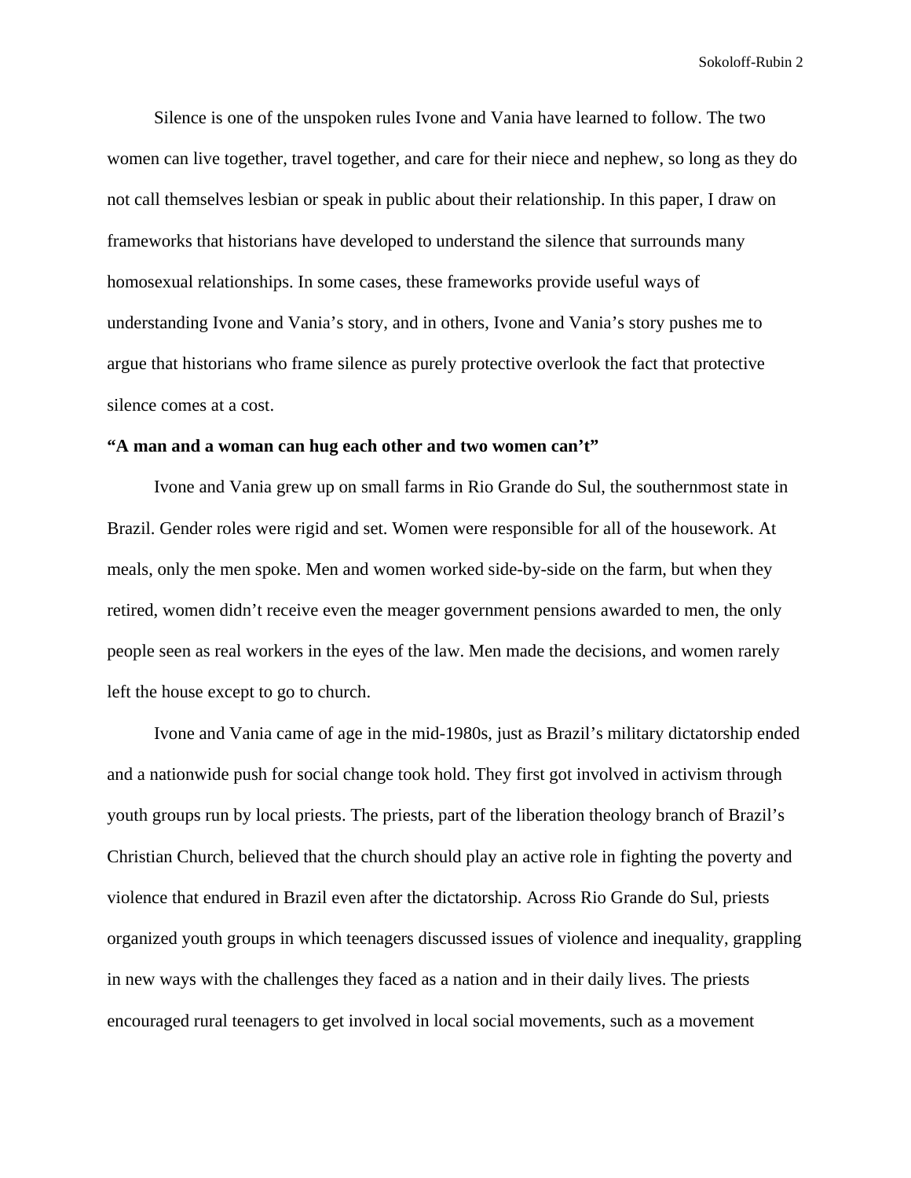Silence is one of the unspoken rules Ivone and Vania have learned to follow. The two women can live together, travel together, and care for their niece and nephew, so long as they do not call themselves lesbian or speak in public about their relationship. In this paper, I draw on frameworks that historians have developed to understand the silence that surrounds many homosexual relationships. In some cases, these frameworks provide useful ways of understanding Ivone and Vania's story, and in others, Ivone and Vania's story pushes me to argue that historians who frame silence as purely protective overlook the fact that protective silence comes at a cost.

**"A man and a woman can hug each other and two women can't"**

Ivone and Vania grew up on small farms in Rio Grande do Sul, the southernmost state in Brazil. Gender roles were rigid and set. Women were responsible for all of the housework. At meals, only the men spoke. Men and women worked side-by-side on the farm, but when they retired, women didn't receive even the meager government pensions awarded to men, the only people seen as real workers in the eyes of the law. Men made the decisions, and women rarely left the house except to go to church.

Ivone and Vania came of age in the mid-1980s, just as Brazil's military dictatorship ended and a nationwide push for social change took hold. They first got involved in activism through youth groups run by local priests. The priests, part of the liberation theology branch of Brazil's Christian Church, believed that the church should play an active role in fighting the poverty and violence that endured in Brazil even after the dictatorship. Across Rio Grande do Sul, priests organized youth groups in which teenagers discussed issues of violence and inequality, grappling in new ways with the challenges they faced as a nation and in their daily lives. The priests encouraged rural teenagers to get involved in local social movements, such as a movement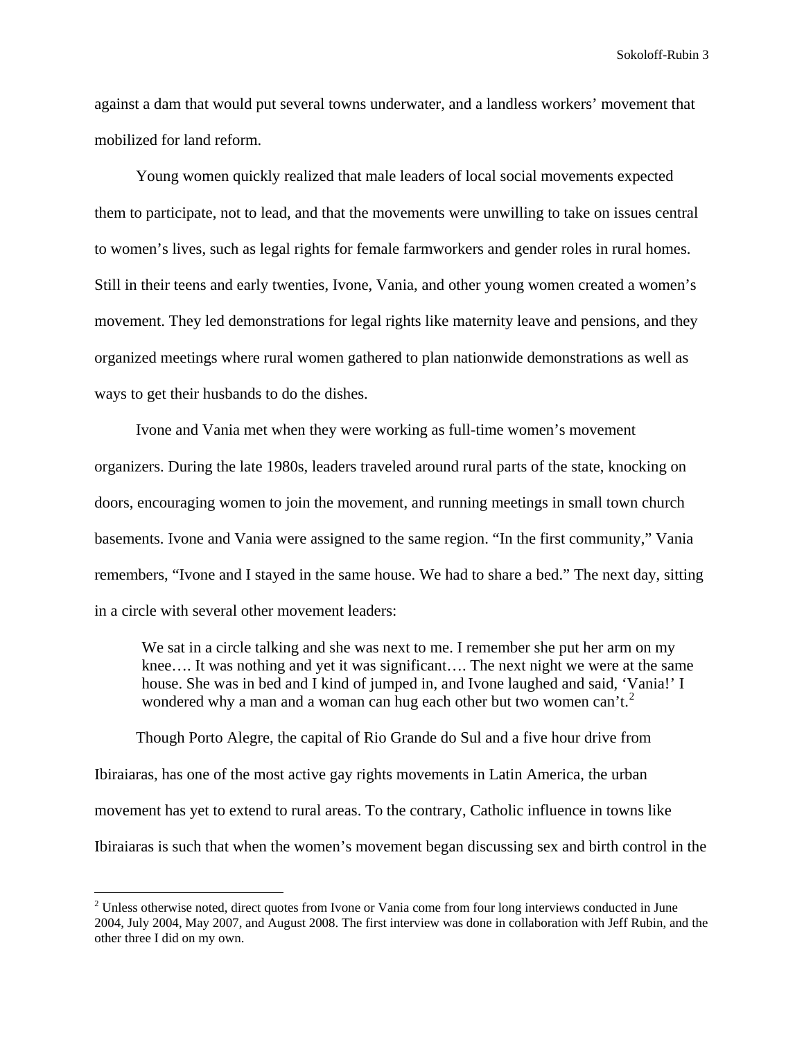against a dam that would put several towns underwater, and a landless workers' movement that mobilized for land reform.

Young women quickly realized that male leaders of local social movements expected them to participate, not to lead, and that the movements were unwilling to take on issues central to women's lives, such as legal rights for female farmworkers and gender roles in rural homes. Still in their teens and early twenties, Ivone, Vania, and other young women created a women's movement. They led demonstrations for legal rights like maternity leave and pensions, and they organized meetings where rural women gathered to plan nationwide demonstrations as well as ways to get their husbands to do the dishes.

Ivone and Vania met when they were working as full-time women's movement organizers. During the late 1980s, leaders traveled around rural parts of the state, knocking on doors, encouraging women to join the movement, and running meetings in small town church basements. Ivone and Vania were assigned to the same region. "In the first community," Vania remembers, "Ivone and I stayed in the same house. We had to share a bed." The next day, sitting in a circle with several other movement leaders:

> We sat in a circle talking and she was next to me. I remember she put her arm on my knee…. It was nothing and yet it was significant…. The next night we were at the same house. She was in bed and I kind of jumped in, and Ivone laughed and said, 'Vania!' I wondered why a man and a woman can hug each other but two women can't.[2]

Though Porto Alegre, the capital of Rio Grande do Sul and a five hour drive from Ibiraiaras, has one of the most active gay rights movements in Latin America, the urban movement has yet to extend to rural areas. To the contrary, Catholic influence in towns like Ibiraiaras is such that when the women's movement began discussing sex and birth control in the

[2] Unless otherwise noted, direct quotes from Ivone or Vania come from four long interviews conducted in June 2004, July 2004, May 2007, and August 2008. The first interview was done in collaboration with Jeff Rubin, and the other three I did on my own.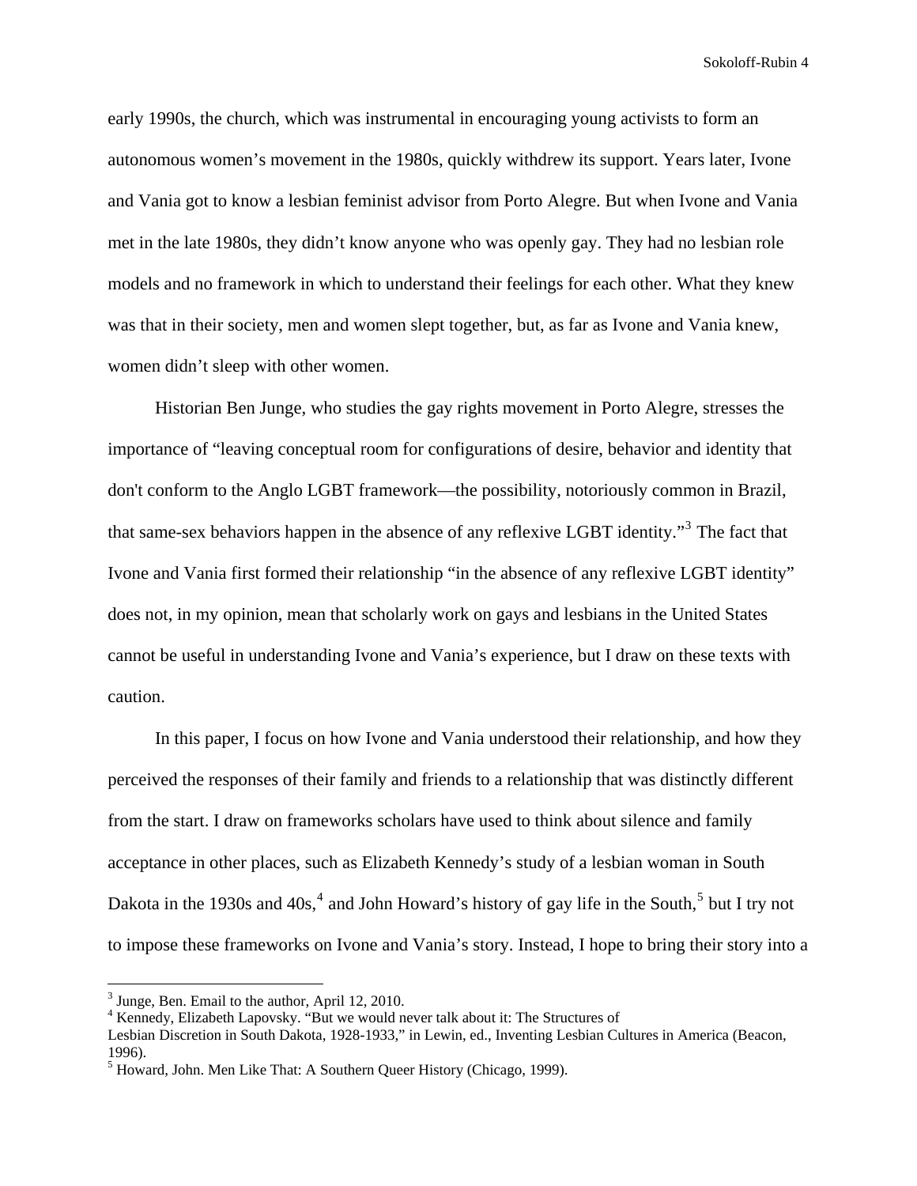early 1990s, the church, which was instrumental in encouraging young activists to form an autonomous women's movement in the 1980s, quickly withdrew its support. Years later, Ivone and Vania got to know a lesbian feminist advisor from Porto Alegre. But when Ivone and Vania met in the late 1980s, they didn't know anyone who was openly gay. They had no lesbian role models and no framework in which to understand their feelings for each other. What they knew was that in their society, men and women slept together, but, as far as Ivone and Vania knew, women didn't sleep with other women.

Historian Ben Junge, who studies the gay rights movement in Porto Alegre, stresses the importance of "leaving conceptual room for configurations of desire, behavior and identity that don't conform to the Anglo LGBT framework—the possibility, notoriously common in Brazil, that same-sex behaviors happen in the absence of any reflexive LGBT identity."[3] The fact that Ivone and Vania first formed their relationship "in the absence of any reflexive LGBT identity" does not, in my opinion, mean that scholarly work on gays and lesbians in the United States cannot be useful in understanding Ivone and Vania's experience, but I draw on these texts with caution.

In this paper, I focus on how Ivone and Vania understood their relationship, and how they perceived the responses of their family and friends to a relationship that was distinctly different from the start. I draw on frameworks scholars have used to think about silence and family acceptance in other places, such as Elizabeth Kennedy's study of a lesbian woman in South Dakota in the 1930s and 40s,[4] and John Howard's history of gay life in the South,[5] but I try not to impose these frameworks on Ivone and Vania's story. Instead, I hope to bring their story into a

---

[3] Junge, Ben. Email to the author, April 12, 2010.

[4] Kennedy, Elizabeth Lapovsky. "But we would never talk about it: The Structures of Lesbian Discretion in South Dakota, 1928-1933," in Lewin, ed., Inventing Lesbian Cultures in America (Beacon, 1996).

[5] Howard, John. Men Like That: A Southern Queer History (Chicago, 1999).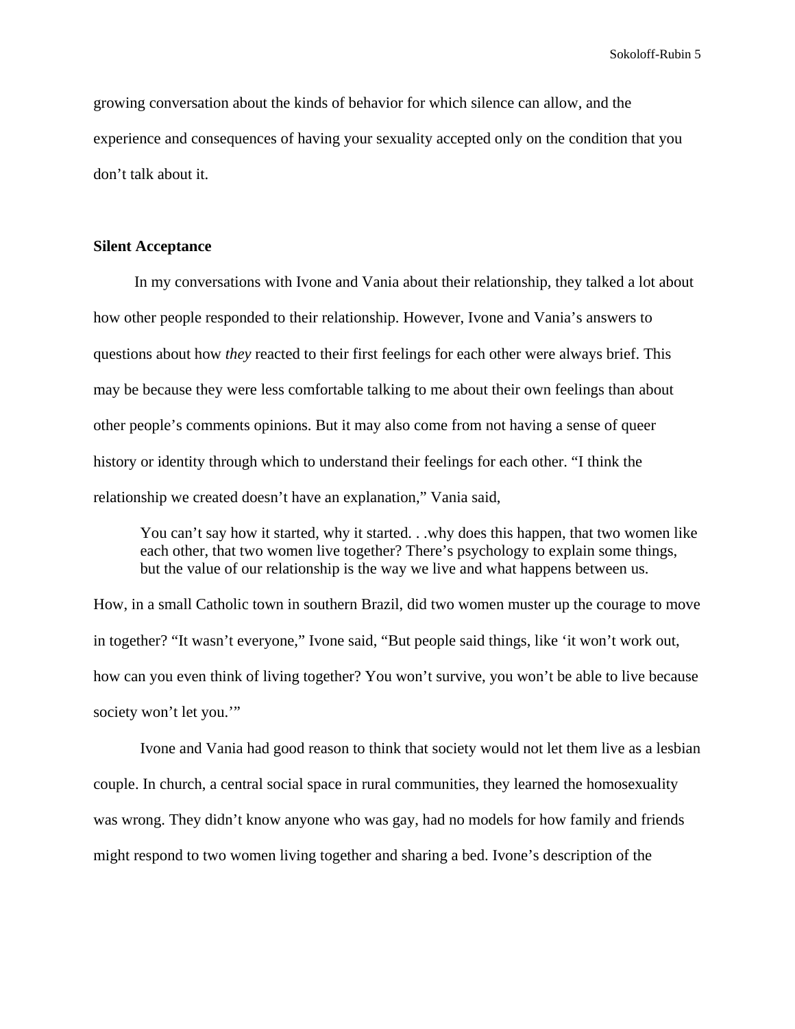growing conversation about the kinds of behavior for which silence can allow, and the experience and consequences of having your sexuality accepted only on the condition that you don't talk about it.

## Silent Acceptance

In my conversations with Ivone and Vania about their relationship, they talked a lot about how other people responded to their relationship. However, Ivone and Vania's answers to questions about how *they* reacted to their first feelings for each other were always brief. This may be because they were less comfortable talking to me about their own feelings than about other people's comments opinions. But it may also come from not having a sense of queer history or identity through which to understand their feelings for each other. "I think the relationship we created doesn't have an explanation," Vania said,

> You can't say how it started, why it started. . .why does this happen, that two women like each other, that two women live together? There's psychology to explain some things, but the value of our relationship is the way we live and what happens between us.

How, in a small Catholic town in southern Brazil, did two women muster up the courage to move in together? "It wasn't everyone," Ivone said, "But people said things, like 'it won't work out, how can you even think of living together? You won't survive, you won't be able to live because society won't let you.'"

Ivone and Vania had good reason to think that society would not let them live as a lesbian couple. In church, a central social space in rural communities, they learned the homosexuality was wrong. They didn't know anyone who was gay, had no models for how family and friends might respond to two women living together and sharing a bed. Ivone's description of the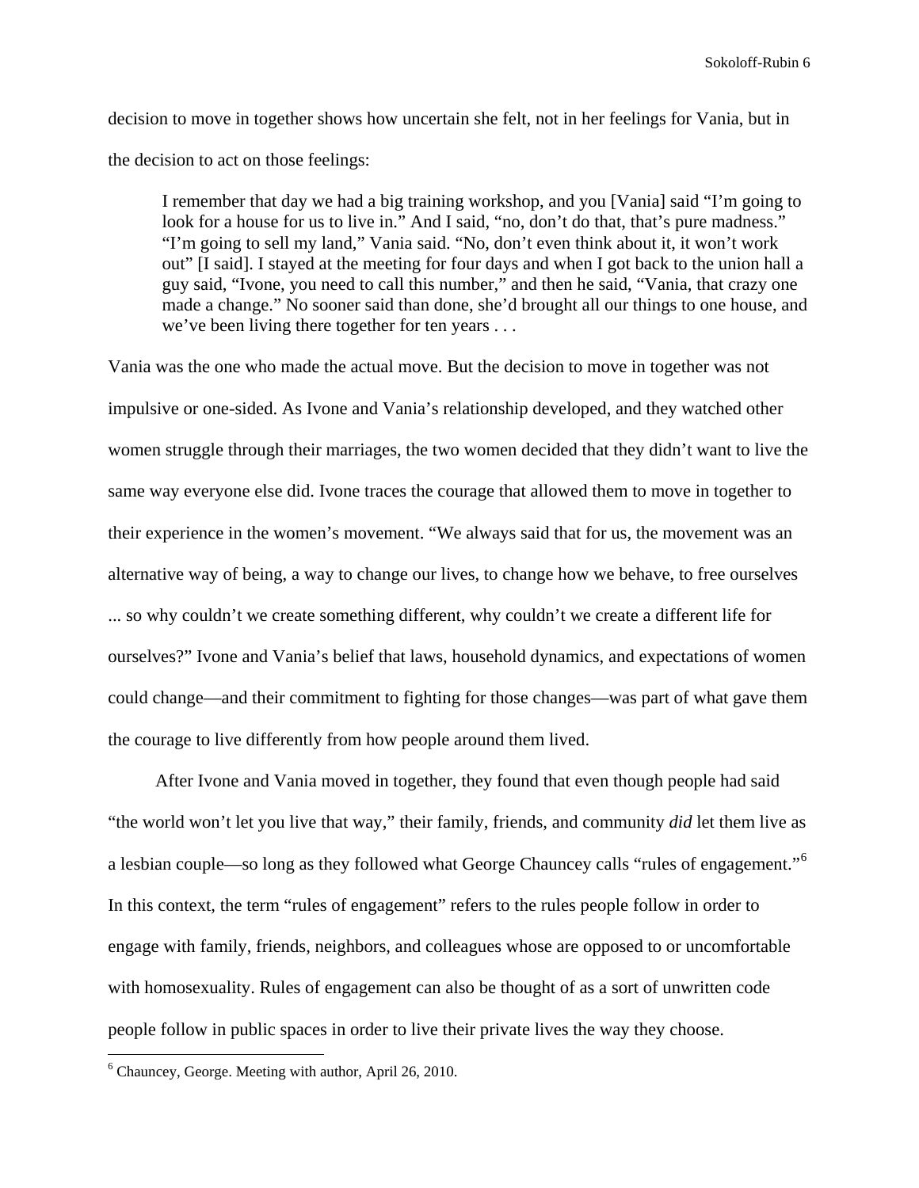decision to move in together shows how uncertain she felt, not in her feelings for Vania, but in the decision to act on those feelings:

> I remember that day we had a big training workshop, and you [Vania] said "I'm going to look for a house for us to live in." And I said, "no, don't do that, that's pure madness." "I'm going to sell my land," Vania said. "No, don't even think about it, it won't work out" [I said]. I stayed at the meeting for four days and when I got back to the union hall a guy said, "Ivone, you need to call this number," and then he said, "Vania, that crazy one made a change." No sooner said than done, she'd brought all our things to one house, and we've been living there together for ten years . . .

Vania was the one who made the actual move. But the decision to move in together was not impulsive or one-sided. As Ivone and Vania's relationship developed, and they watched other women struggle through their marriages, the two women decided that they didn't want to live the same way everyone else did. Ivone traces the courage that allowed them to move in together to their experience in the women's movement. "We always said that for us, the movement was an alternative way of being, a way to change our lives, to change how we behave, to free ourselves ... so why couldn't we create something different, why couldn't we create a different life for ourselves?" Ivone and Vania's belief that laws, household dynamics, and expectations of women could change—and their commitment to fighting for those changes—was part of what gave them the courage to live differently from how people around them lived.

After Ivone and Vania moved in together, they found that even though people had said "the world won't let you live that way," their family, friends, and community *did* let them live as a lesbian couple—so long as they followed what George Chauncey calls "rules of engagement."[6] In this context, the term "rules of engagement" refers to the rules people follow in order to engage with family, friends, neighbors, and colleagues whose are opposed to or uncomfortable with homosexuality. Rules of engagement can also be thought of as a sort of unwritten code people follow in public spaces in order to live their private lives the way they choose.

[6] Chauncey, George. Meeting with author, April 26, 2010.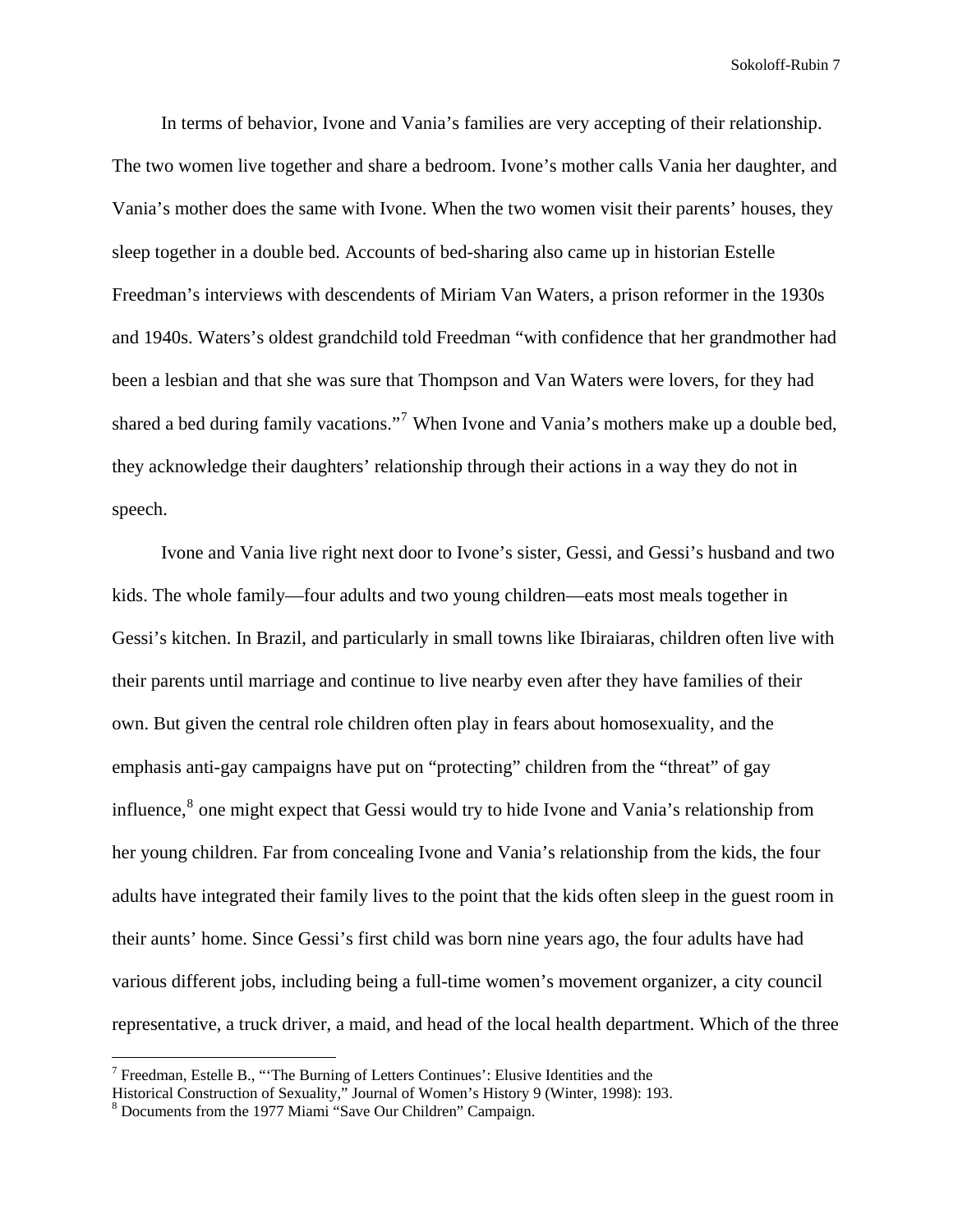In terms of behavior, Ivone and Vania's families are very accepting of their relationship. The two women live together and share a bedroom. Ivone's mother calls Vania her daughter, and Vania's mother does the same with Ivone. When the two women visit their parents' houses, they sleep together in a double bed. Accounts of bed-sharing also came up in historian Estelle Freedman's interviews with descendents of Miriam Van Waters, a prison reformer in the 1930s and 1940s. Waters's oldest grandchild told Freedman "with confidence that her grandmother had been a lesbian and that she was sure that Thompson and Van Waters were lovers, for they had shared a bed during family vacations."[7] When Ivone and Vania's mothers make up a double bed, they acknowledge their daughters' relationship through their actions in a way they do not in speech.

Ivone and Vania live right next door to Ivone's sister, Gessi, and Gessi's husband and two kids. The whole family—four adults and two young children—eats most meals together in Gessi's kitchen. In Brazil, and particularly in small towns like Ibiraiaras, children often live with their parents until marriage and continue to live nearby even after they have families of their own. But given the central role children often play in fears about homosexuality, and the emphasis anti-gay campaigns have put on "protecting" children from the "threat" of gay influence,[8] one might expect that Gessi would try to hide Ivone and Vania's relationship from her young children. Far from concealing Ivone and Vania's relationship from the kids, the four adults have integrated their family lives to the point that the kids often sleep in the guest room in their aunts' home. Since Gessi's first child was born nine years ago, the four adults have had various different jobs, including being a full-time women's movement organizer, a city council representative, a truck driver, a maid, and head of the local health department. Which of the three

[7] Freedman, Estelle B., "'The Burning of Letters Continues': Elusive Identities and the Historical Construction of Sexuality," Journal of Women's History 9 (Winter, 1998): 193.

[8] Documents from the 1977 Miami "Save Our Children" Campaign.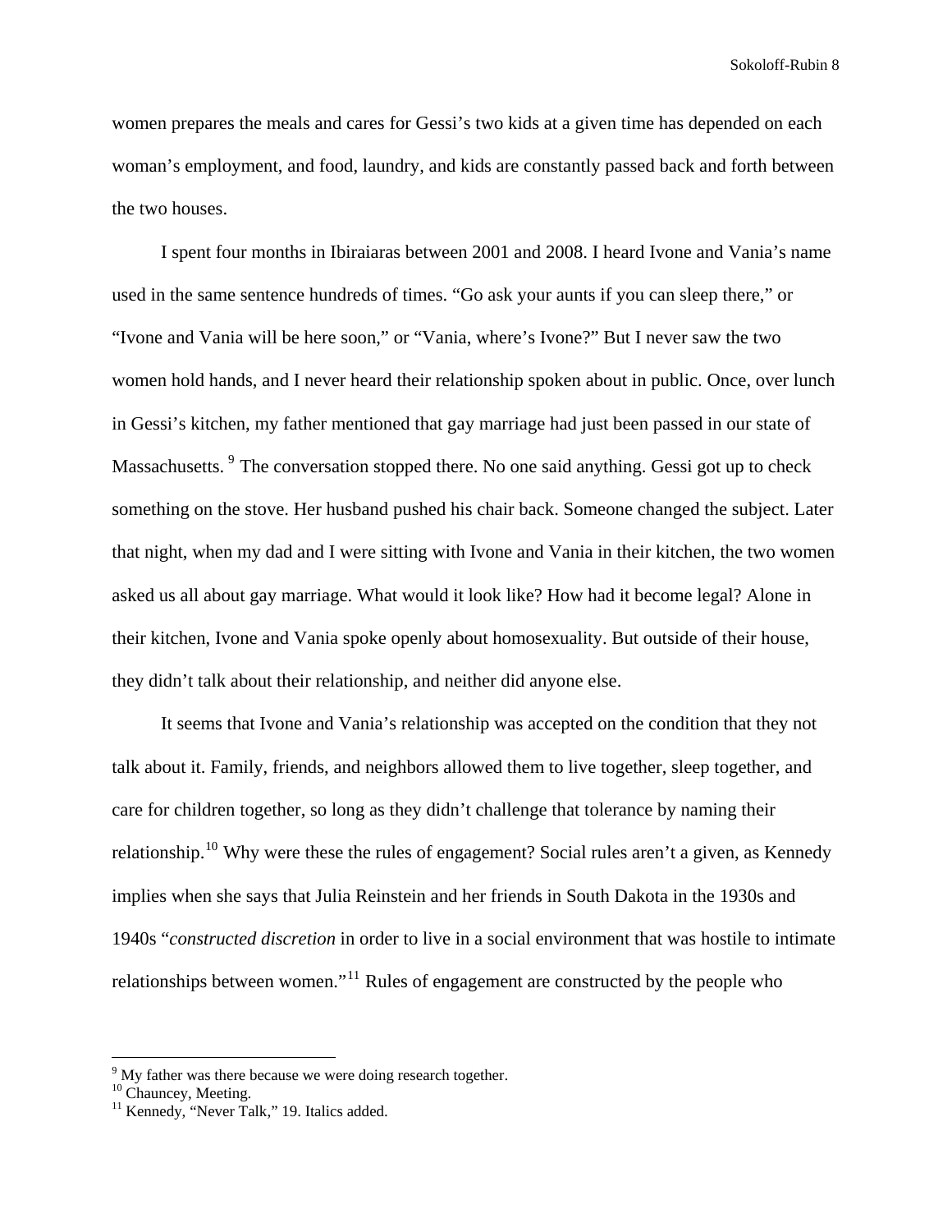women prepares the meals and cares for Gessi's two kids at a given time has depended on each woman's employment, and food, laundry, and kids are constantly passed back and forth between the two houses.

I spent four months in Ibiraiaras between 2001 and 2008. I heard Ivone and Vania's name used in the same sentence hundreds of times. "Go ask your aunts if you can sleep there," or "Ivone and Vania will be here soon," or "Vania, where's Ivone?" But I never saw the two women hold hands, and I never heard their relationship spoken about in public. Once, over lunch in Gessi's kitchen, my father mentioned that gay marriage had just been passed in our state of Massachusetts. [9] The conversation stopped there. No one said anything. Gessi got up to check something on the stove. Her husband pushed his chair back. Someone changed the subject. Later that night, when my dad and I were sitting with Ivone and Vania in their kitchen, the two women asked us all about gay marriage. What would it look like? How had it become legal? Alone in their kitchen, Ivone and Vania spoke openly about homosexuality. But outside of their house, they didn't talk about their relationship, and neither did anyone else.

It seems that Ivone and Vania's relationship was accepted on the condition that they not talk about it. Family, friends, and neighbors allowed them to live together, sleep together, and care for children together, so long as they didn't challenge that tolerance by naming their relationship.[10] Why were these the rules of engagement? Social rules aren't a given, as Kennedy implies when she says that Julia Reinstein and her friends in South Dakota in the 1930s and 1940s "*constructed discretion* in order to live in a social environment that was hostile to intimate relationships between women."[11] Rules of engagement are constructed by the people who

---

[9] My father was there because we were doing research together.
[10] Chauncey, Meeting.
[11] Kennedy, "Never Talk," 19. Italics added.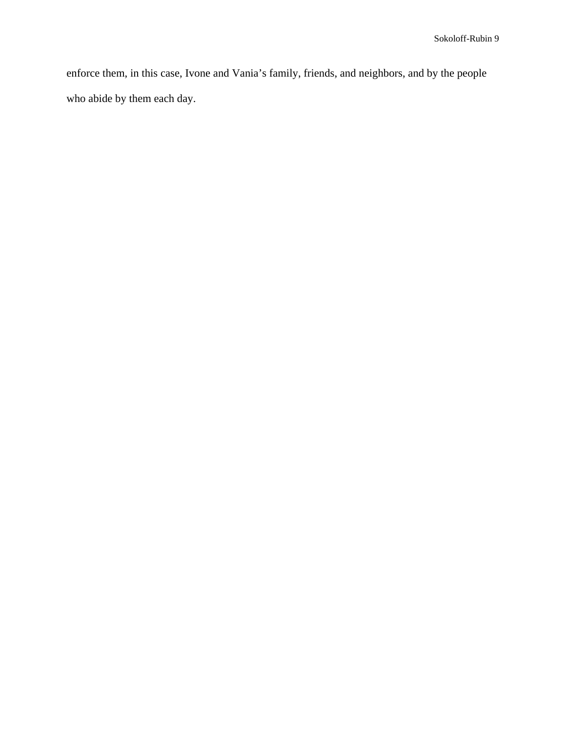enforce them, in this case, Ivone and Vania's family, friends, and neighbors, and by the people who abide by them each day.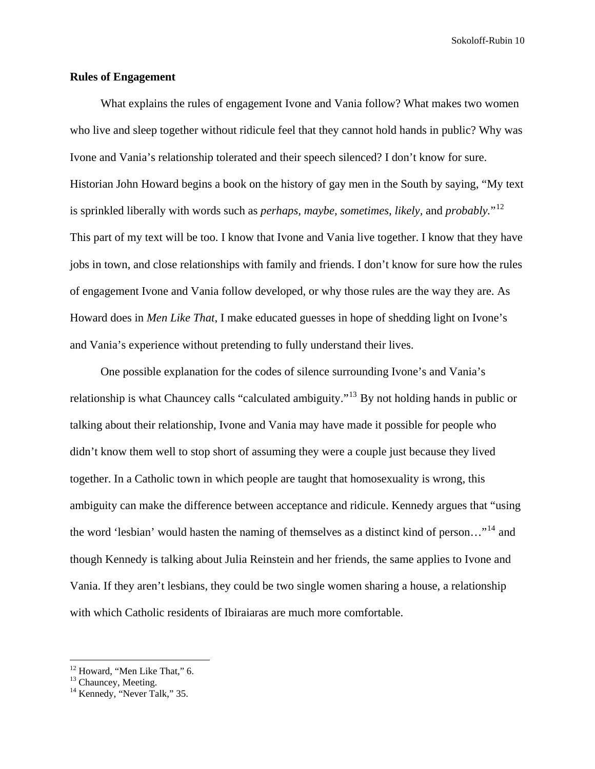## Rules of Engagement

What explains the rules of engagement Ivone and Vania follow? What makes two women who live and sleep together without ridicule feel that they cannot hold hands in public? Why was Ivone and Vania's relationship tolerated and their speech silenced? I don't know for sure. Historian John Howard begins a book on the history of gay men in the South by saying, "My text is sprinkled liberally with words such as *perhaps, maybe, sometimes, likely,* and *probably.*"[12] This part of my text will be too. I know that Ivone and Vania live together. I know that they have jobs in town, and close relationships with family and friends. I don't know for sure how the rules of engagement Ivone and Vania follow developed, or why those rules are the way they are. As Howard does in *Men Like That*, I make educated guesses in hope of shedding light on Ivone's and Vania's experience without pretending to fully understand their lives.

One possible explanation for the codes of silence surrounding Ivone's and Vania's relationship is what Chauncey calls "calculated ambiguity."[13] By not holding hands in public or talking about their relationship, Ivone and Vania may have made it possible for people who didn't know them well to stop short of assuming they were a couple just because they lived together. In a Catholic town in which people are taught that homosexuality is wrong, this ambiguity can make the difference between acceptance and ridicule. Kennedy argues that "using the word 'lesbian' would hasten the naming of themselves as a distinct kind of person…"[14] and though Kennedy is talking about Julia Reinstein and her friends, the same applies to Ivone and Vania. If they aren't lesbians, they could be two single women sharing a house, a relationship with which Catholic residents of Ibiraiaras are much more comfortable.

---

[12] Howard, "Men Like That," 6.
[13] Chauncey, Meeting.
[14] Kennedy, "Never Talk," 35.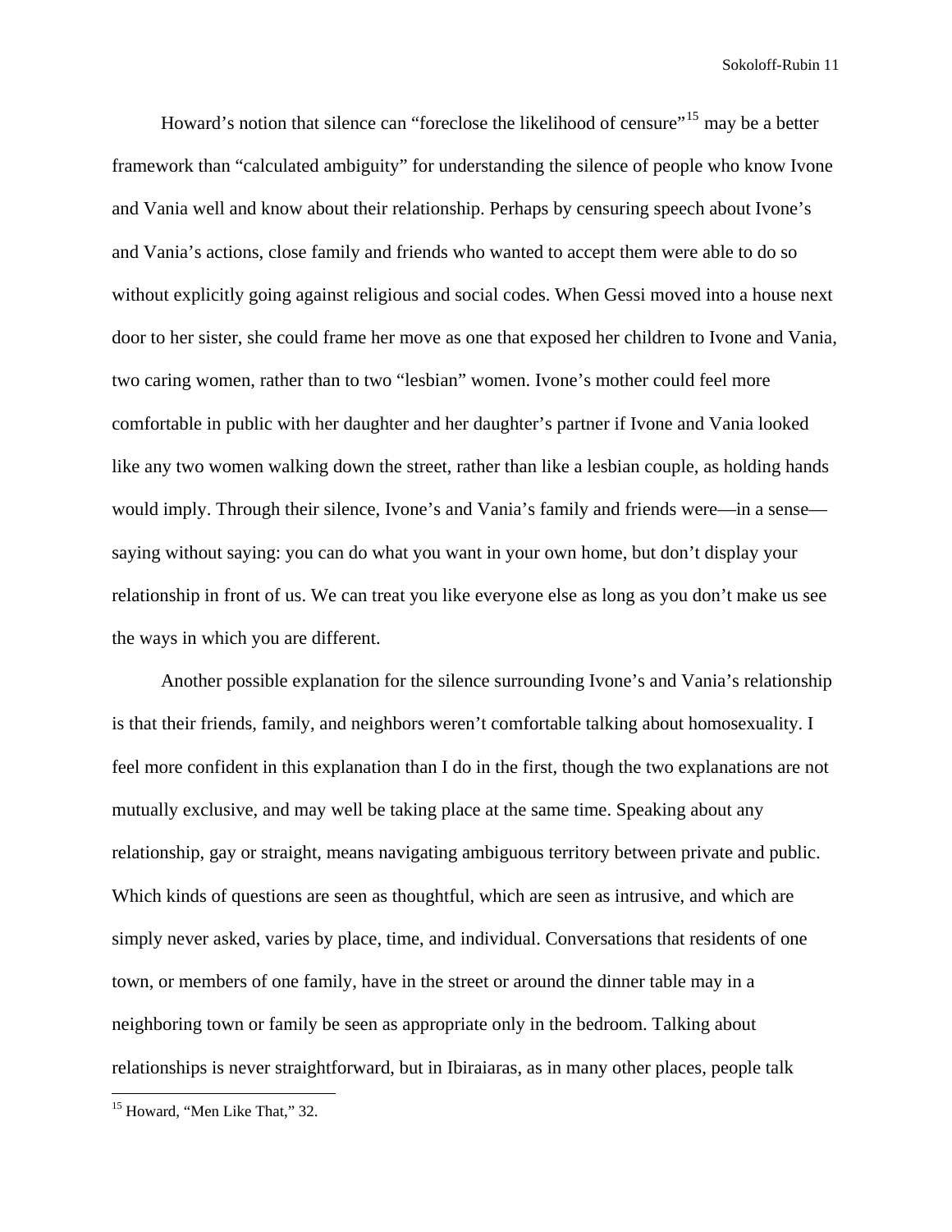Howard's notion that silence can "foreclose the likelihood of censure"[15] may be a better framework than "calculated ambiguity" for understanding the silence of people who know Ivone and Vania well and know about their relationship. Perhaps by censuring speech about Ivone's and Vania's actions, close family and friends who wanted to accept them were able to do so without explicitly going against religious and social codes. When Gessi moved into a house next door to her sister, she could frame her move as one that exposed her children to Ivone and Vania, two caring women, rather than to two "lesbian" women. Ivone's mother could feel more comfortable in public with her daughter and her daughter's partner if Ivone and Vania looked like any two women walking down the street, rather than like a lesbian couple, as holding hands would imply. Through their silence, Ivone's and Vania's family and friends were—in a sense—saying without saying: you can do what you want in your own home, but don't display your relationship in front of us. We can treat you like everyone else as long as you don't make us see the ways in which you are different.

Another possible explanation for the silence surrounding Ivone's and Vania's relationship is that their friends, family, and neighbors weren't comfortable talking about homosexuality. I feel more confident in this explanation than I do in the first, though the two explanations are not mutually exclusive, and may well be taking place at the same time. Speaking about any relationship, gay or straight, means navigating ambiguous territory between private and public. Which kinds of questions are seen as thoughtful, which are seen as intrusive, and which are simply never asked, varies by place, time, and individual. Conversations that residents of one town, or members of one family, have in the street or around the dinner table may in a neighboring town or family be seen as appropriate only in the bedroom. Talking about relationships is never straightforward, but in Ibiraiaras, as in many other places, people talk

[15] Howard, "Men Like That," 32.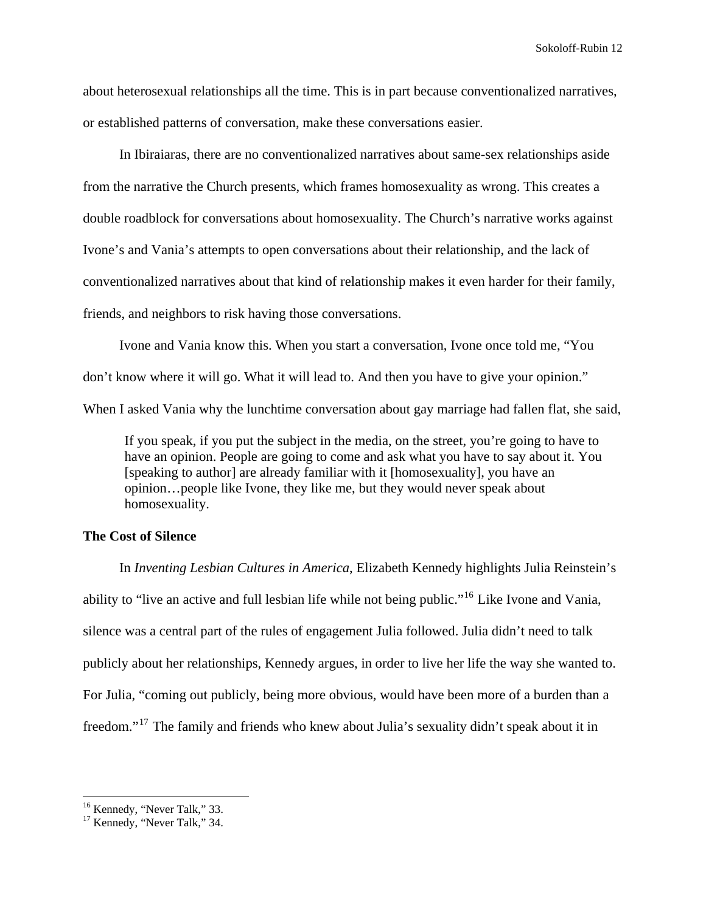about heterosexual relationships all the time. This is in part because conventionalized narratives, or established patterns of conversation, make these conversations easier.

In Ibiraiaras, there are no conventionalized narratives about same-sex relationships aside from the narrative the Church presents, which frames homosexuality as wrong. This creates a double roadblock for conversations about homosexuality. The Church's narrative works against Ivone's and Vania's attempts to open conversations about their relationship, and the lack of conventionalized narratives about that kind of relationship makes it even harder for their family, friends, and neighbors to risk having those conversations.

Ivone and Vania know this. When you start a conversation, Ivone once told me, "You don't know where it will go. What it will lead to. And then you have to give your opinion." When I asked Vania why the lunchtime conversation about gay marriage had fallen flat, she said,

> If you speak, if you put the subject in the media, on the street, you're going to have to have an opinion. People are going to come and ask what you have to say about it. You [speaking to author] are already familiar with it [homosexuality], you have an opinion…people like Ivone, they like me, but they would never speak about homosexuality.

**The Cost of Silence**

In *Inventing Lesbian Cultures in America*, Elizabeth Kennedy highlights Julia Reinstein's ability to "live an active and full lesbian life while not being public."[16] Like Ivone and Vania, silence was a central part of the rules of engagement Julia followed. Julia didn't need to talk publicly about her relationships, Kennedy argues, in order to live her life the way she wanted to. For Julia, "coming out publicly, being more obvious, would have been more of a burden than a freedom."[17] The family and friends who knew about Julia's sexuality didn't speak about it in

---

[16] Kennedy, "Never Talk," 33.
[17] Kennedy, "Never Talk," 34.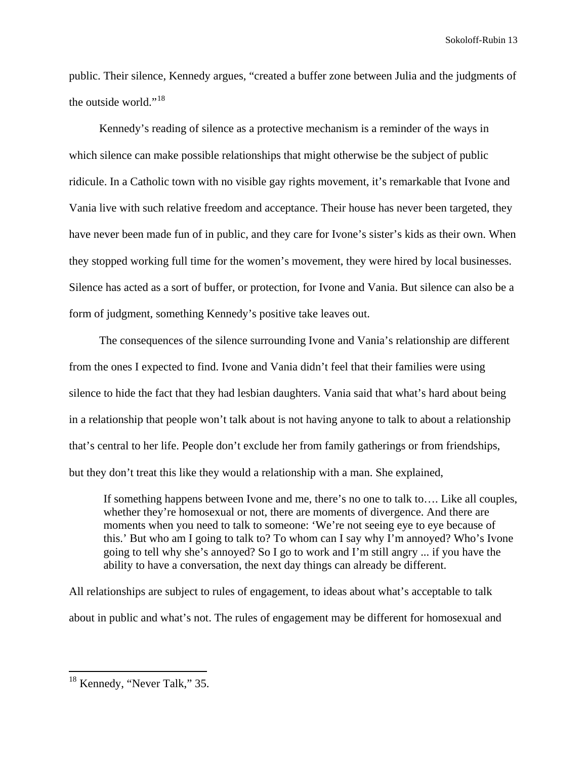public. Their silence, Kennedy argues, “created a buffer zone between Julia and the judgments of the outside world.”[18]

Kennedy’s reading of silence as a protective mechanism is a reminder of the ways in which silence can make possible relationships that might otherwise be the subject of public ridicule. In a Catholic town with no visible gay rights movement, it’s remarkable that Ivone and Vania live with such relative freedom and acceptance. Their house has never been targeted, they have never been made fun of in public, and they care for Ivone’s sister’s kids as their own. When they stopped working full time for the women’s movement, they were hired by local businesses. Silence has acted as a sort of buffer, or protection, for Ivone and Vania. But silence can also be a form of judgment, something Kennedy’s positive take leaves out.

The consequences of the silence surrounding Ivone and Vania’s relationship are different from the ones I expected to find. Ivone and Vania didn’t feel that their families were using silence to hide the fact that they had lesbian daughters. Vania said that what’s hard about being in a relationship that people won’t talk about is not having anyone to talk to about a relationship that’s central to her life. People don’t exclude her from family gatherings or from friendships, but they don’t treat this like they would a relationship with a man. She explained,

> If something happens between Ivone and me, there’s no one to talk to…. Like all couples, whether they’re homosexual or not, there are moments of divergence. And there are moments when you need to talk to someone: ‘We’re not seeing eye to eye because of this.’ But who am I going to talk to? To whom can I say why I’m annoyed? Who’s Ivone going to tell why she’s annoyed? So I go to work and I’m still angry ... if you have the ability to have a conversation, the next day things can already be different.

All relationships are subject to rules of engagement, to ideas about what’s acceptable to talk about in public and what’s not. The rules of engagement may be different for homosexual and

[18] Kennedy, “Never Talk,” 35.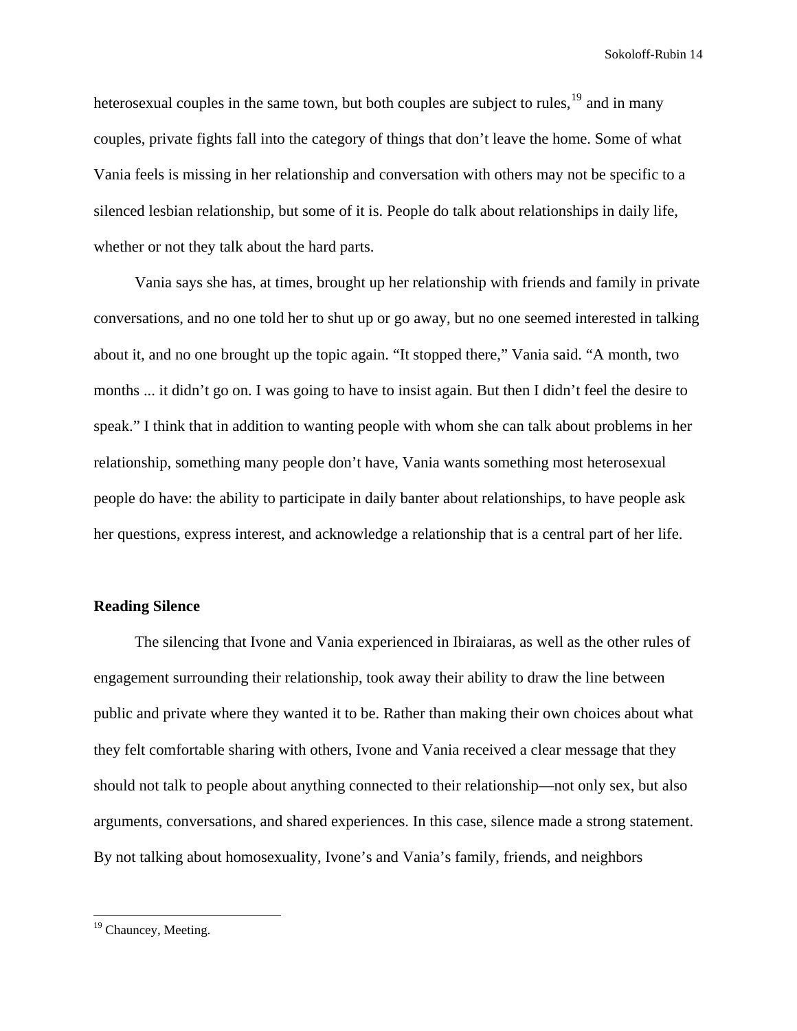heterosexual couples in the same town, but both couples are subject to rules,[19] and in many couples, private fights fall into the category of things that don't leave the home. Some of what Vania feels is missing in her relationship and conversation with others may not be specific to a silenced lesbian relationship, but some of it is. People do talk about relationships in daily life, whether or not they talk about the hard parts.

Vania says she has, at times, brought up her relationship with friends and family in private conversations, and no one told her to shut up or go away, but no one seemed interested in talking about it, and no one brought up the topic again. "It stopped there," Vania said. "A month, two months ... it didn't go on. I was going to have to insist again. But then I didn't feel the desire to speak." I think that in addition to wanting people with whom she can talk about problems in her relationship, something many people don't have, Vania wants something most heterosexual people do have: the ability to participate in daily banter about relationships, to have people ask her questions, express interest, and acknowledge a relationship that is a central part of her life.

## Reading Silence

The silencing that Ivone and Vania experienced in Ibiraiaras, as well as the other rules of engagement surrounding their relationship, took away their ability to draw the line between public and private where they wanted it to be. Rather than making their own choices about what they felt comfortable sharing with others, Ivone and Vania received a clear message that they should not talk to people about anything connected to their relationship—not only sex, but also arguments, conversations, and shared experiences. In this case, silence made a strong statement. By not talking about homosexuality, Ivone's and Vania's family, friends, and neighbors

---

[19] Chauncey, Meeting.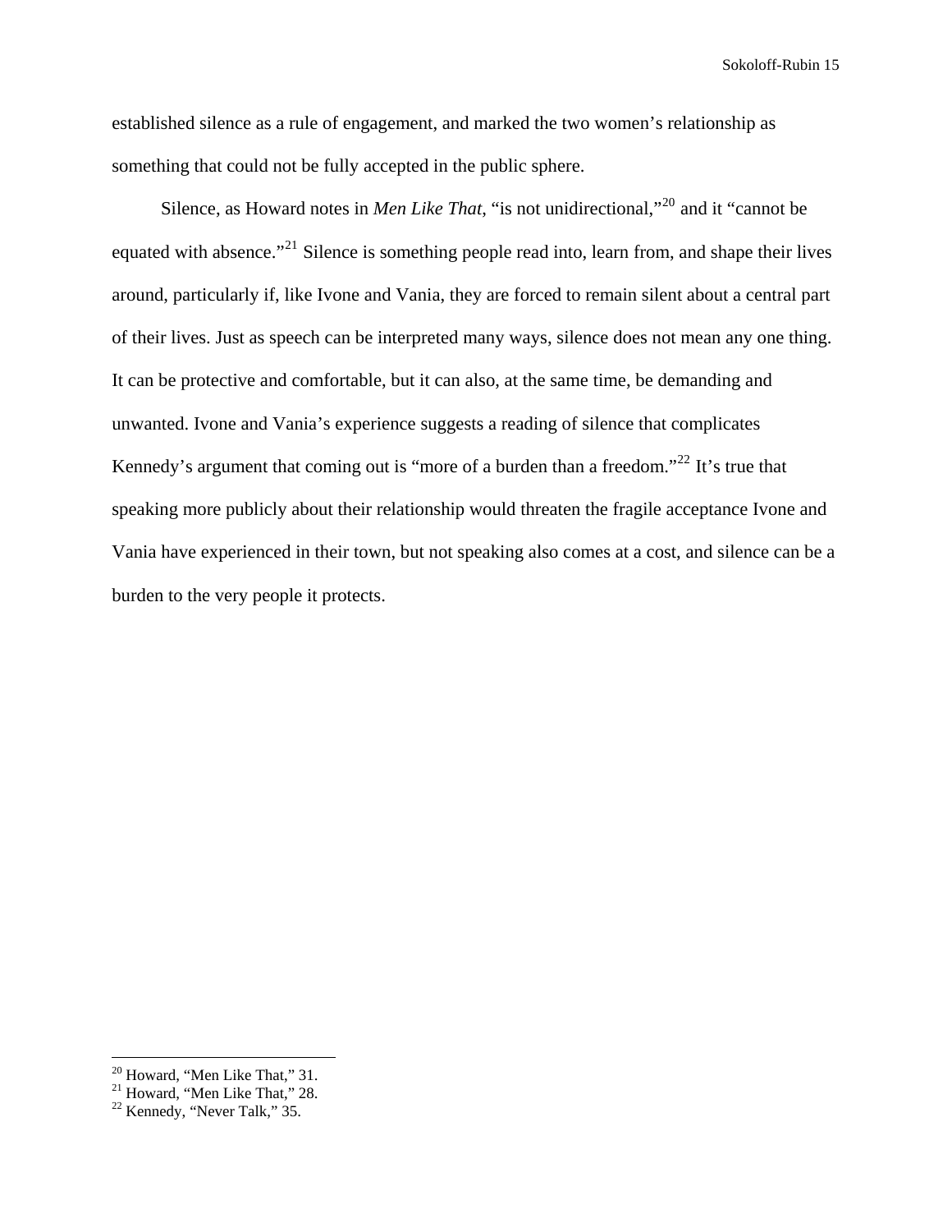established silence as a rule of engagement, and marked the two women's relationship as something that could not be fully accepted in the public sphere.

Silence, as Howard notes in *Men Like That*, "is not unidirectional,"[20] and it "cannot be equated with absence."[21] Silence is something people read into, learn from, and shape their lives around, particularly if, like Ivone and Vania, they are forced to remain silent about a central part of their lives. Just as speech can be interpreted many ways, silence does not mean any one thing. It can be protective and comfortable, but it can also, at the same time, be demanding and unwanted. Ivone and Vania's experience suggests a reading of silence that complicates Kennedy's argument that coming out is "more of a burden than a freedom."[22] It's true that speaking more publicly about their relationship would threaten the fragile acceptance Ivone and Vania have experienced in their town, but not speaking also comes at a cost, and silence can be a burden to the very people it protects.

---

[20] Howard, "Men Like That," 31.

[21] Howard, "Men Like That," 28.

[22] Kennedy, "Never Talk," 35.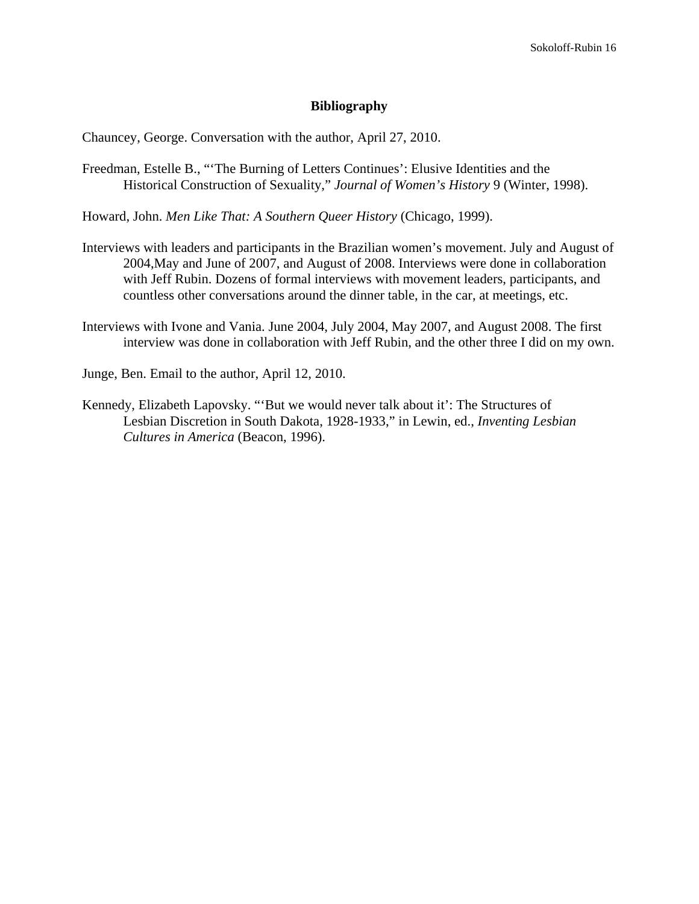**Bibliography**

Chauncey, George. Conversation with the author, April 27, 2010.

Freedman, Estelle B., "'The Burning of Letters Continues': Elusive Identities and the Historical Construction of Sexuality," *Journal of Women's History* 9 (Winter, 1998).

Howard, John. *Men Like That: A Southern Queer History* (Chicago, 1999).

Interviews with leaders and participants in the Brazilian women's movement. July and August of 2004,May and June of 2007, and August of 2008. Interviews were done in collaboration with Jeff Rubin. Dozens of formal interviews with movement leaders, participants, and countless other conversations around the dinner table, in the car, at meetings, etc.

Interviews with Ivone and Vania. June 2004, July 2004, May 2007, and August 2008. The first interview was done in collaboration with Jeff Rubin, and the other three I did on my own.

Junge, Ben. Email to the author, April 12, 2010.

Kennedy, Elizabeth Lapovsky. "'But we would never talk about it': The Structures of Lesbian Discretion in South Dakota, 1928-1933," in Lewin, ed., *Inventing Lesbian Cultures in America* (Beacon, 1996).